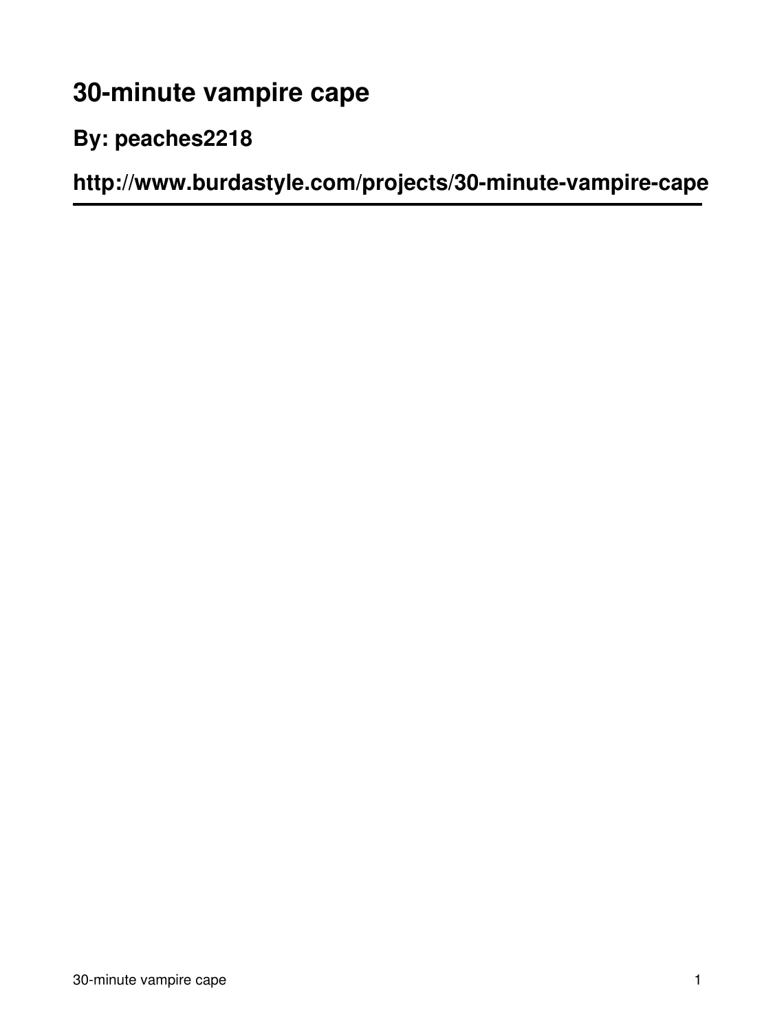# 30-minute vampire cape

## By: peaches2218

## http://www.burdastyle.com/projects/30-minute-vampire-cape

---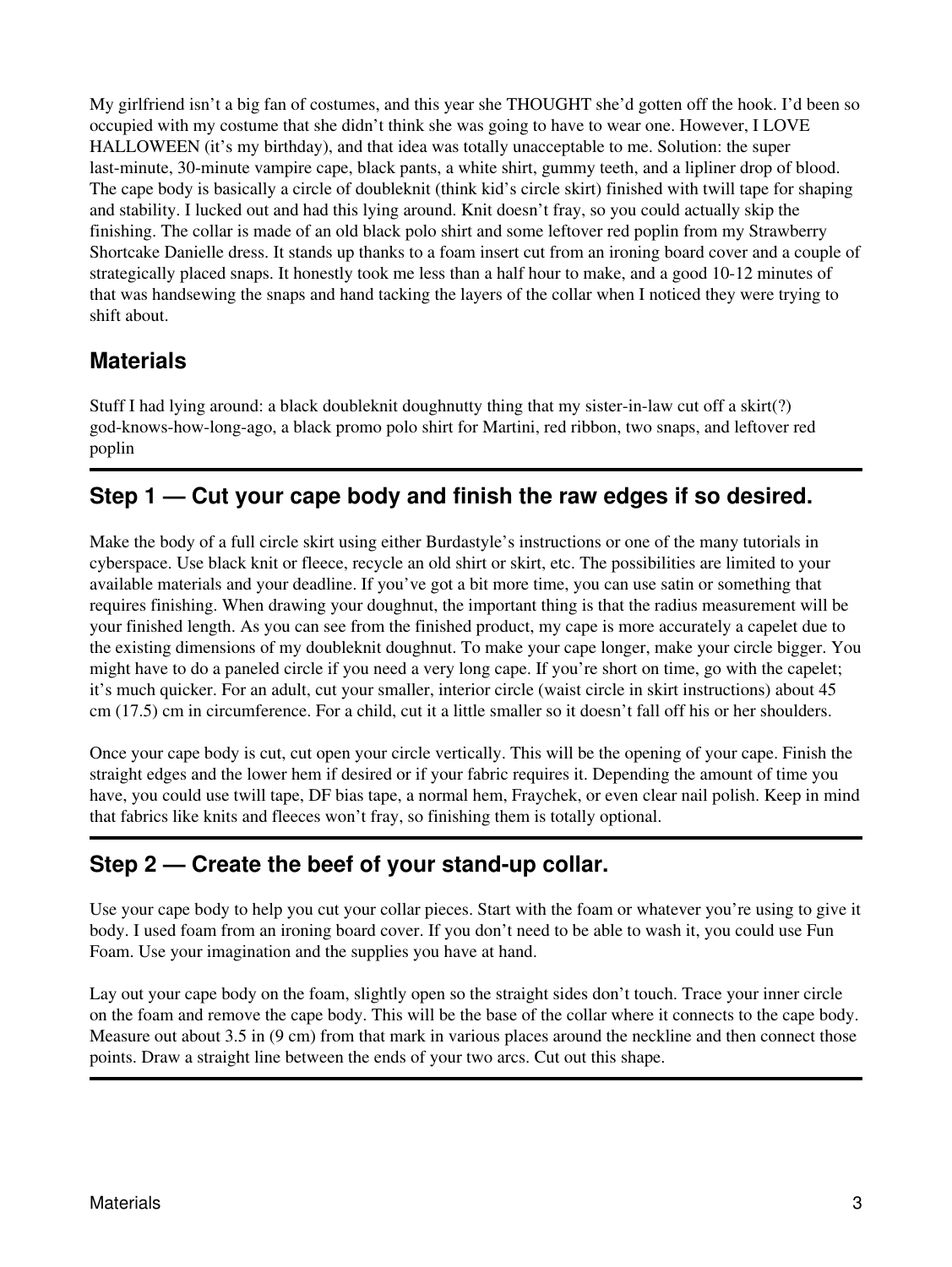My girlfriend isn't a big fan of costumes, and this year she THOUGHT she'd gotten off the hook. I'd been so occupied with my costume that she didn't think she was going to have to wear one. However, I LOVE HALLOWEEN (it's my birthday), and that idea was totally unacceptable to me. Solution: the super last-minute, 30-minute vampire cape, black pants, a white shirt, gummy teeth, and a lipliner drop of blood. The cape body is basically a circle of doubleknit (think kid's circle skirt) finished with twill tape for shaping and stability. I lucked out and had this lying around. Knit doesn't fray, so you could actually skip the finishing. The collar is made of an old black polo shirt and some leftover red poplin from my Strawberry Shortcake Danielle dress. It stands up thanks to a foam insert cut from an ironing board cover and a couple of strategically placed snaps. It honestly took me less than a half hour to make, and a good 10-12 minutes of that was handsewing the snaps and hand tacking the layers of the collar when I noticed they were trying to shift about.

## Materials

Stuff I had lying around: a black doubleknit doughnutty thing that my sister-in-law cut off a skirt(?) god-knows-how-long-ago, a black promo polo shirt for Martini, red ribbon, two snaps, and leftover red poplin

## Step 1 — Cut your cape body and finish the raw edges if so desired.

Make the body of a full circle skirt using either Burdastyle's instructions or one of the many tutorials in cyberspace. Use black knit or fleece, recycle an old shirt or skirt, etc. The possibilities are limited to your available materials and your deadline. If you've got a bit more time, you can use satin or something that requires finishing. When drawing your doughnut, the important thing is that the radius measurement will be your finished length. As you can see from the finished product, my cape is more accurately a capelet due to the existing dimensions of my doubleknit doughnut. To make your cape longer, make your circle bigger. You might have to do a paneled circle if you need a very long cape. If you're short on time, go with the capelet; it's much quicker. For an adult, cut your smaller, interior circle (waist circle in skirt instructions) about 45 cm (17.5) cm in circumference. For a child, cut it a little smaller so it doesn't fall off his or her shoulders.

Once your cape body is cut, cut open your circle vertically. This will be the opening of your cape. Finish the straight edges and the lower hem if desired or if your fabric requires it. Depending the amount of time you have, you could use twill tape, DF bias tape, a normal hem, Fraychek, or even clear nail polish. Keep in mind that fabrics like knits and fleeces won't fray, so finishing them is totally optional.

## Step 2 — Create the beef of your stand-up collar.

Use your cape body to help you cut your collar pieces. Start with the foam or whatever you're using to give it body. I used foam from an ironing board cover. If you don't need to be able to wash it, you could use Fun Foam. Use your imagination and the supplies you have at hand.

Lay out your cape body on the foam, slightly open so the straight sides don't touch. Trace your inner circle on the foam and remove the cape body. This will be the base of the collar where it connects to the cape body. Measure out about 3.5 in (9 cm) from that mark in various places around the neckline and then connect those points. Draw a straight line between the ends of your two arcs. Cut out this shape.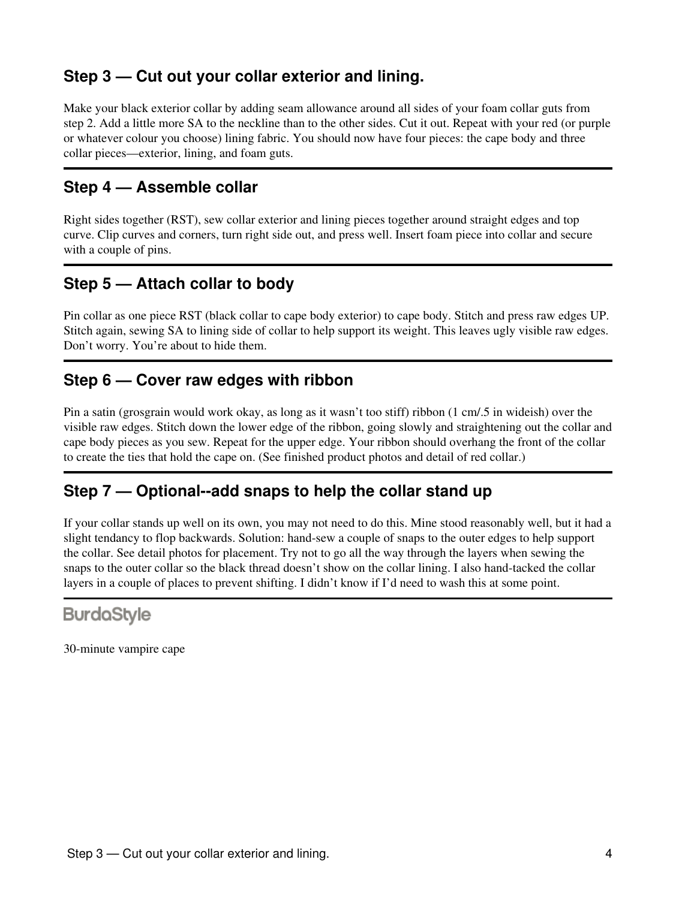## Step 3 — Cut out your collar exterior and lining.

Make your black exterior collar by adding seam allowance around all sides of your foam collar guts from step 2. Add a little more SA to the neckline than to the other sides. Cut it out. Repeat with your red (or purple or whatever colour you choose) lining fabric. You should now have four pieces: the cape body and three collar pieces—exterior, lining, and foam guts.

## Step 4 — Assemble collar

Right sides together (RST), sew collar exterior and lining pieces together around straight edges and top curve. Clip curves and corners, turn right side out, and press well. Insert foam piece into collar and secure with a couple of pins.

## Step 5 — Attach collar to body

Pin collar as one piece RST (black collar to cape body exterior) to cape body. Stitch and press raw edges UP. Stitch again, sewing SA to lining side of collar to help support its weight. This leaves ugly visible raw edges. Don't worry. You're about to hide them.

## Step 6 — Cover raw edges with ribbon

Pin a satin (grosgrain would work okay, as long as it wasn't too stiff) ribbon (1 cm/.5 in wideish) over the visible raw edges. Stitch down the lower edge of the ribbon, going slowly and straightening out the collar and cape body pieces as you sew. Repeat for the upper edge. Your ribbon should overhang the front of the collar to create the ties that hold the cape on. (See finished product photos and detail of red collar.)

## Step 7 — Optional--add snaps to help the collar stand up

If your collar stands up well on its own, you may not need to do this. Mine stood reasonably well, but it had a slight tendancy to flop backwards. Solution: hand-sew a couple of snaps to the outer edges to help support the collar. See detail photos for placement. Try not to go all the way through the layers when sewing the snaps to the outer collar so the black thread doesn't show on the collar lining. I also hand-tacked the collar layers in a couple of places to prevent shifting. I didn't know if I'd need to wash this at some point.

BurdaStyle

30-minute vampire cape